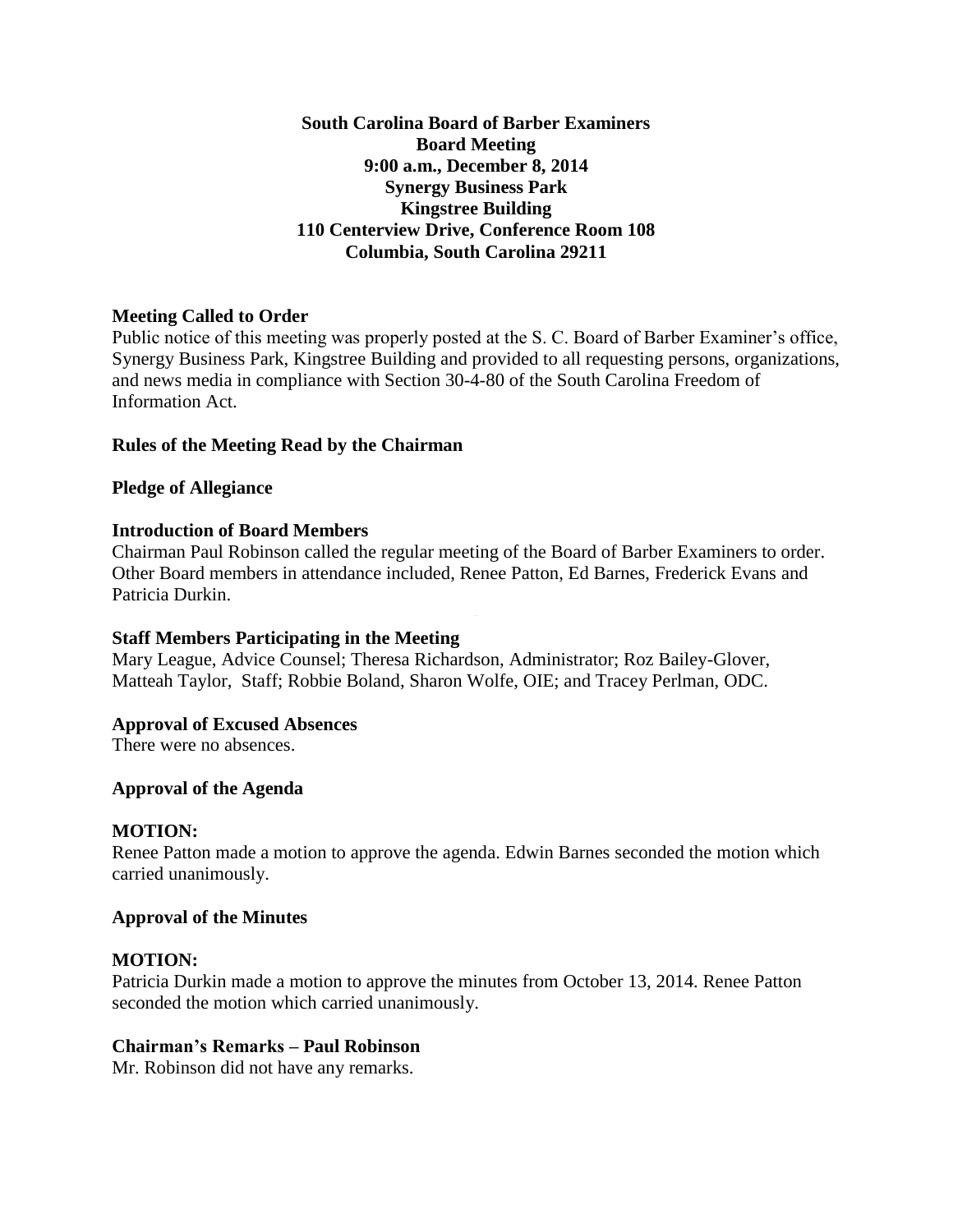**South Carolina Board of Barber Examiners**
**Board Meeting**
**9:00 a.m., December 8, 2014**
**Synergy Business Park**
**Kingstree Building**
**110 Centerview Drive, Conference Room 108**
**Columbia, South Carolina 29211**

**Meeting Called to Order**

Public notice of this meeting was properly posted at the S. C. Board of Barber Examiner's office, Synergy Business Park, Kingstree Building and provided to all requesting persons, organizations, and news media in compliance with Section 30-4-80 of the South Carolina Freedom of Information Act.

**Rules of the Meeting Read by the Chairman**

**Pledge of Allegiance**

**Introduction of Board Members**

Chairman Paul Robinson called the regular meeting of the Board of Barber Examiners to order. Other Board members in attendance included, Renee Patton, Ed Barnes, Frederick Evans and Patricia Durkin.

**Staff Members Participating in the Meeting**

Mary League, Advice Counsel; Theresa Richardson, Administrator; Roz Bailey-Glover, Matteah Taylor, Staff; Robbie Boland, Sharon Wolfe, OIE; and Tracey Perlman, ODC.

**Approval of Excused Absences**

There were no absences.

**Approval of the Agenda**

**MOTION:**

Renee Patton made a motion to approve the agenda. Edwin Barnes seconded the motion which carried unanimously.

**Approval of the Minutes**

**MOTION:**

Patricia Durkin made a motion to approve the minutes from October 13, 2014. Renee Patton seconded the motion which carried unanimously.

**Chairman's Remarks – Paul Robinson**

Mr. Robinson did not have any remarks.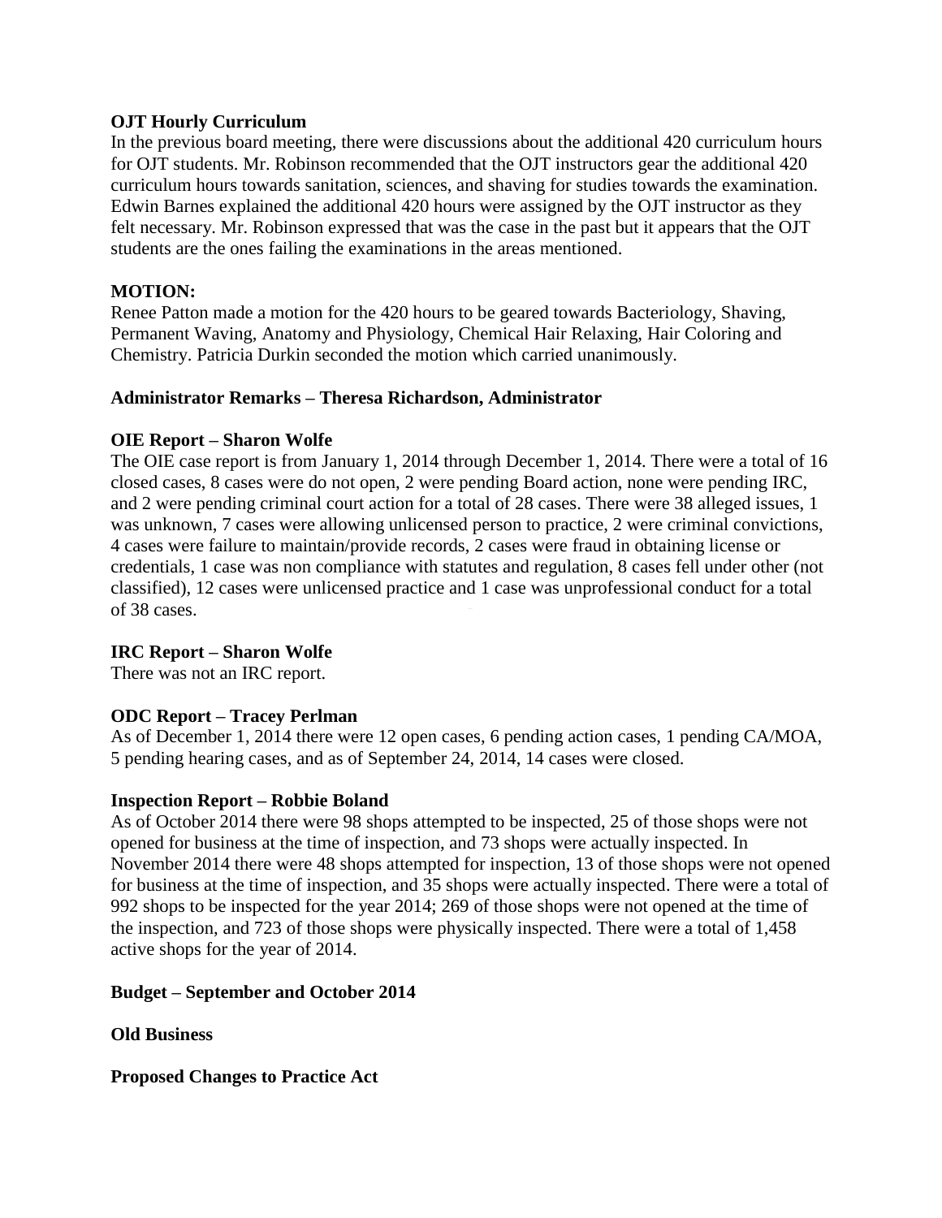**OJT Hourly Curriculum**

In the previous board meeting, there were discussions about the additional 420 curriculum hours for OJT students. Mr. Robinson recommended that the OJT instructors gear the additional 420 curriculum hours towards sanitation, sciences, and shaving for studies towards the examination. Edwin Barnes explained the additional 420 hours were assigned by the OJT instructor as they felt necessary. Mr. Robinson expressed that was the case in the past but it appears that the OJT students are the ones failing the examinations in the areas mentioned.

**MOTION:**

Renee Patton made a motion for the 420 hours to be geared towards Bacteriology, Shaving, Permanent Waving, Anatomy and Physiology, Chemical Hair Relaxing, Hair Coloring and Chemistry. Patricia Durkin seconded the motion which carried unanimously.

**Administrator Remarks – Theresa Richardson, Administrator**

**OIE Report – Sharon Wolfe**

The OIE case report is from January 1, 2014 through December 1, 2014. There were a total of 16 closed cases, 8 cases were do not open, 2 were pending Board action, none were pending IRC, and 2 were pending criminal court action for a total of 28 cases. There were 38 alleged issues, 1 was unknown, 7 cases were allowing unlicensed person to practice, 2 were criminal convictions, 4 cases were failure to maintain/provide records, 2 cases were fraud in obtaining license or credentials, 1 case was non compliance with statutes and regulation, 8 cases fell under other (not classified), 12 cases were unlicensed practice and 1 case was unprofessional conduct for a total of 38 cases.

**IRC Report – Sharon Wolfe**

There was not an IRC report.

**ODC Report – Tracey Perlman**

As of December 1, 2014 there were 12 open cases, 6 pending action cases, 1 pending CA/MOA, 5 pending hearing cases, and as of September 24, 2014, 14 cases were closed.

**Inspection Report – Robbie Boland**

As of October 2014 there were 98 shops attempted to be inspected, 25 of those shops were not opened for business at the time of inspection, and 73 shops were actually inspected. In November 2014 there were 48 shops attempted for inspection, 13 of those shops were not opened for business at the time of inspection, and 35 shops were actually inspected. There were a total of 992 shops to be inspected for the year 2014; 269 of those shops were not opened at the time of the inspection, and 723 of those shops were physically inspected. There were a total of 1,458 active shops for the year of 2014.

**Budget – September and October 2014**

**Old Business**

**Proposed Changes to Practice Act**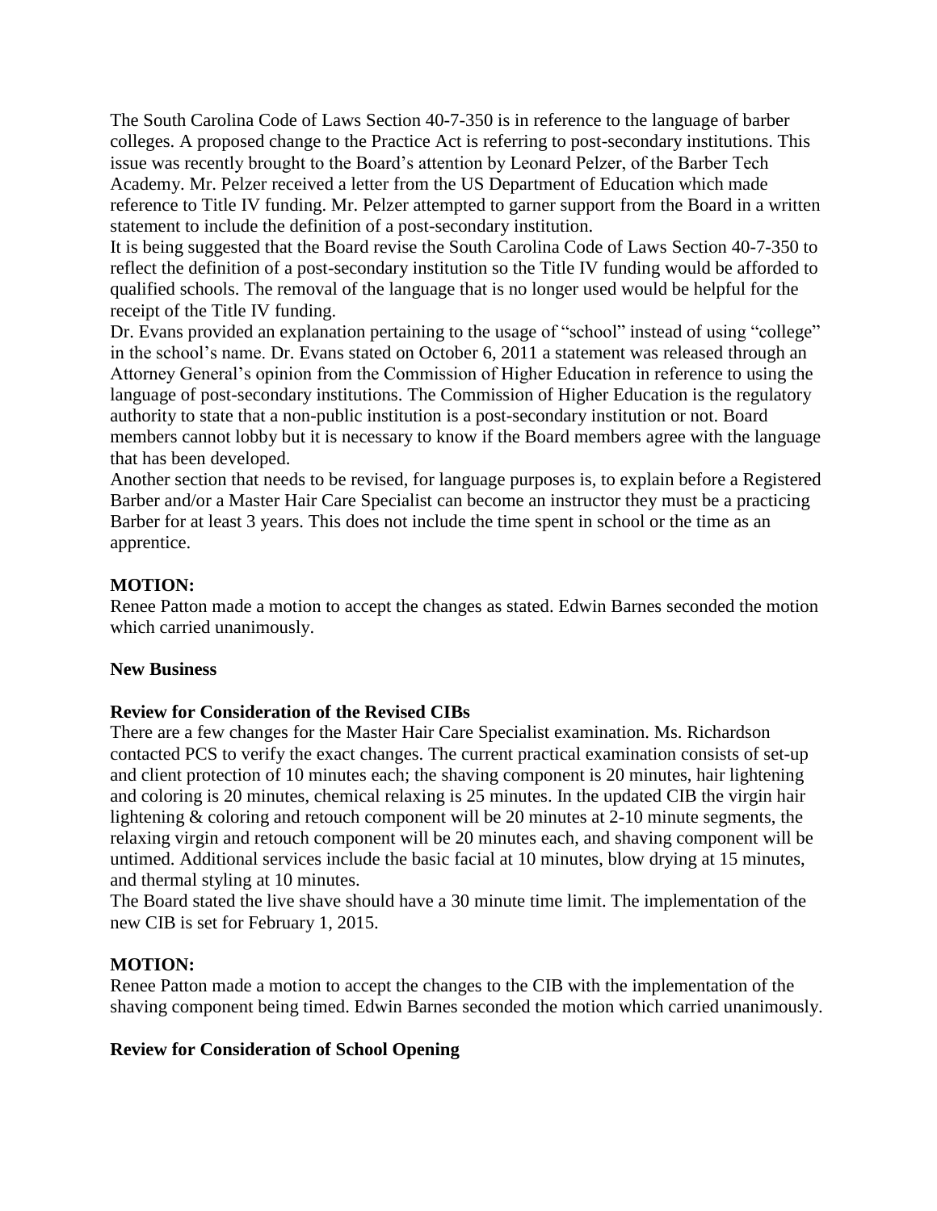The South Carolina Code of Laws Section 40-7-350 is in reference to the language of barber colleges. A proposed change to the Practice Act is referring to post-secondary institutions. This issue was recently brought to the Board's attention by Leonard Pelzer, of the Barber Tech Academy. Mr. Pelzer received a letter from the US Department of Education which made reference to Title IV funding. Mr. Pelzer attempted to garner support from the Board in a written statement to include the definition of a post-secondary institution.

It is being suggested that the Board revise the South Carolina Code of Laws Section 40-7-350 to reflect the definition of a post-secondary institution so the Title IV funding would be afforded to qualified schools. The removal of the language that is no longer used would be helpful for the receipt of the Title IV funding.

Dr. Evans provided an explanation pertaining to the usage of "school" instead of using "college" in the school's name. Dr. Evans stated on October 6, 2011 a statement was released through an Attorney General's opinion from the Commission of Higher Education in reference to using the language of post-secondary institutions. The Commission of Higher Education is the regulatory authority to state that a non-public institution is a post-secondary institution or not. Board members cannot lobby but it is necessary to know if the Board members agree with the language that has been developed.

Another section that needs to be revised, for language purposes is, to explain before a Registered Barber and/or a Master Hair Care Specialist can become an instructor they must be a practicing Barber for at least 3 years. This does not include the time spent in school or the time as an apprentice.

**MOTION:**

Renee Patton made a motion to accept the changes as stated. Edwin Barnes seconded the motion which carried unanimously.

**New Business**

**Review for Consideration of the Revised CIBs**

There are a few changes for the Master Hair Care Specialist examination. Ms. Richardson contacted PCS to verify the exact changes. The current practical examination consists of set-up and client protection of 10 minutes each; the shaving component is 20 minutes, hair lightening and coloring is 20 minutes, chemical relaxing is 25 minutes. In the updated CIB the virgin hair lightening & coloring and retouch component will be 20 minutes at 2-10 minute segments, the relaxing virgin and retouch component will be 20 minutes each, and shaving component will be untimed. Additional services include the basic facial at 10 minutes, blow drying at 15 minutes, and thermal styling at 10 minutes.

The Board stated the live shave should have a 30 minute time limit. The implementation of the new CIB is set for February 1, 2015.

**MOTION:**

Renee Patton made a motion to accept the changes to the CIB with the implementation of the shaving component being timed. Edwin Barnes seconded the motion which carried unanimously.

**Review for Consideration of School Opening**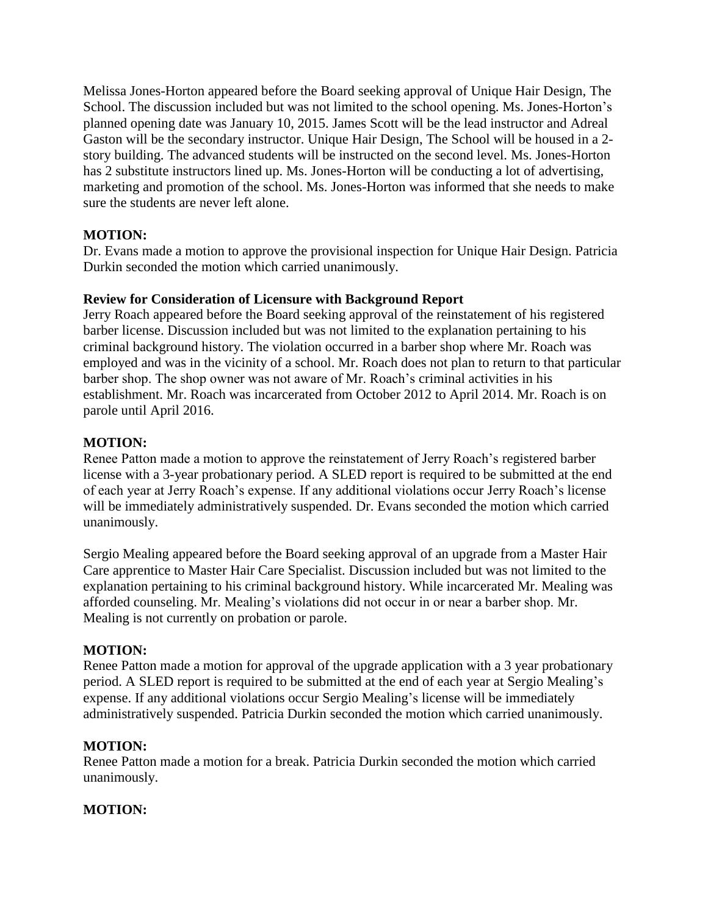Melissa Jones-Horton appeared before the Board seeking approval of Unique Hair Design, The School. The discussion included but was not limited to the school opening. Ms. Jones-Horton's planned opening date was January 10, 2015. James Scott will be the lead instructor and Adreal Gaston will be the secondary instructor. Unique Hair Design, The School will be housed in a 2-story building. The advanced students will be instructed on the second level. Ms. Jones-Horton has 2 substitute instructors lined up. Ms. Jones-Horton will be conducting a lot of advertising, marketing and promotion of the school. Ms. Jones-Horton was informed that she needs to make sure the students are never left alone.

**MOTION:**
Dr. Evans made a motion to approve the provisional inspection for Unique Hair Design. Patricia Durkin seconded the motion which carried unanimously.

**Review for Consideration of Licensure with Background Report**
Jerry Roach appeared before the Board seeking approval of the reinstatement of his registered barber license. Discussion included but was not limited to the explanation pertaining to his criminal background history. The violation occurred in a barber shop where Mr. Roach was employed and was in the vicinity of a school. Mr. Roach does not plan to return to that particular barber shop. The shop owner was not aware of Mr. Roach's criminal activities in his establishment. Mr. Roach was incarcerated from October 2012 to April 2014. Mr. Roach is on parole until April 2016.

**MOTION:**
Renee Patton made a motion to approve the reinstatement of Jerry Roach's registered barber license with a 3-year probationary period. A SLED report is required to be submitted at the end of each year at Jerry Roach's expense. If any additional violations occur Jerry Roach's license will be immediately administratively suspended. Dr. Evans seconded the motion which carried unanimously.

Sergio Mealing appeared before the Board seeking approval of an upgrade from a Master Hair Care apprentice to Master Hair Care Specialist. Discussion included but was not limited to the explanation pertaining to his criminal background history. While incarcerated Mr. Mealing was afforded counseling. Mr. Mealing's violations did not occur in or near a barber shop. Mr. Mealing is not currently on probation or parole.

**MOTION:**
Renee Patton made a motion for approval of the upgrade application with a 3 year probationary period. A SLED report is required to be submitted at the end of each year at Sergio Mealing's expense. If any additional violations occur Sergio Mealing's license will be immediately administratively suspended. Patricia Durkin seconded the motion which carried unanimously.

**MOTION:**
Renee Patton made a motion for a break. Patricia Durkin seconded the motion which carried unanimously.

**MOTION:**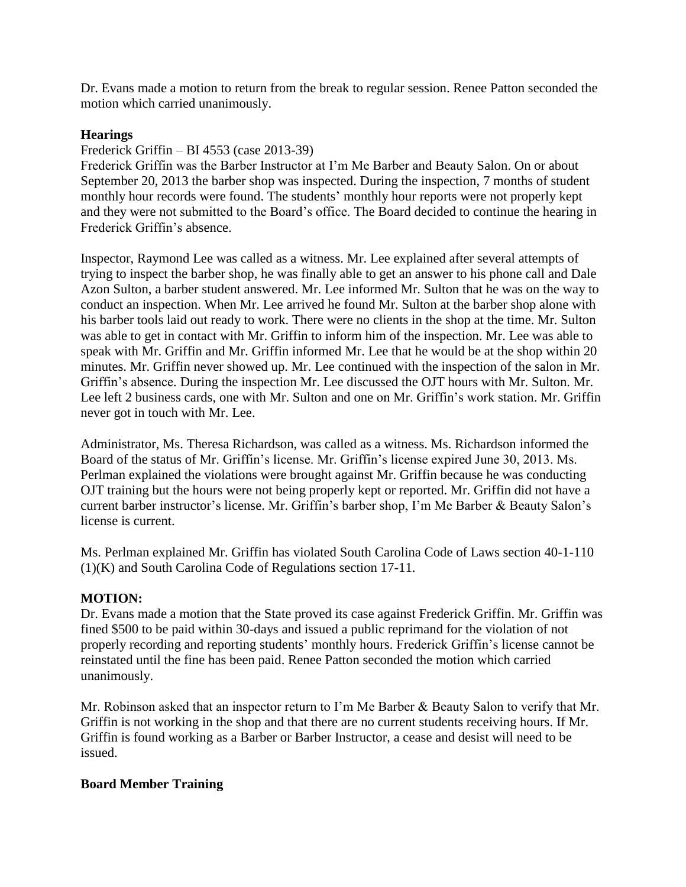Dr. Evans made a motion to return from the break to regular session. Renee Patton seconded the motion which carried unanimously.

**Hearings**

Frederick Griffin – BI 4553 (case 2013-39)

Frederick Griffin was the Barber Instructor at I'm Me Barber and Beauty Salon. On or about September 20, 2013 the barber shop was inspected. During the inspection, 7 months of student monthly hour records were found. The students' monthly hour reports were not properly kept and they were not submitted to the Board's office. The Board decided to continue the hearing in Frederick Griffin's absence.

Inspector, Raymond Lee was called as a witness. Mr. Lee explained after several attempts of trying to inspect the barber shop, he was finally able to get an answer to his phone call and Dale Azon Sulton, a barber student answered. Mr. Lee informed Mr. Sulton that he was on the way to conduct an inspection. When Mr. Lee arrived he found Mr. Sulton at the barber shop alone with his barber tools laid out ready to work. There were no clients in the shop at the time. Mr. Sulton was able to get in contact with Mr. Griffin to inform him of the inspection. Mr. Lee was able to speak with Mr. Griffin and Mr. Griffin informed Mr. Lee that he would be at the shop within 20 minutes. Mr. Griffin never showed up. Mr. Lee continued with the inspection of the salon in Mr. Griffin's absence. During the inspection Mr. Lee discussed the OJT hours with Mr. Sulton. Mr. Lee left 2 business cards, one with Mr. Sulton and one on Mr. Griffin's work station. Mr. Griffin never got in touch with Mr. Lee.

Administrator, Ms. Theresa Richardson, was called as a witness. Ms. Richardson informed the Board of the status of Mr. Griffin's license. Mr. Griffin's license expired June 30, 2013. Ms. Perlman explained the violations were brought against Mr. Griffin because he was conducting OJT training but the hours were not being properly kept or reported. Mr. Griffin did not have a current barber instructor's license. Mr. Griffin's barber shop, I'm Me Barber & Beauty Salon's license is current.

Ms. Perlman explained Mr. Griffin has violated South Carolina Code of Laws section 40-1-110 (1)(K) and South Carolina Code of Regulations section 17-11.

**MOTION:**

Dr. Evans made a motion that the State proved its case against Frederick Griffin. Mr. Griffin was fined $500 to be paid within 30-days and issued a public reprimand for the violation of not properly recording and reporting students' monthly hours. Frederick Griffin's license cannot be reinstated until the fine has been paid. Renee Patton seconded the motion which carried unanimously.

Mr. Robinson asked that an inspector return to I'm Me Barber & Beauty Salon to verify that Mr. Griffin is not working in the shop and that there are no current students receiving hours. If Mr. Griffin is found working as a Barber or Barber Instructor, a cease and desist will need to be issued.

**Board Member Training**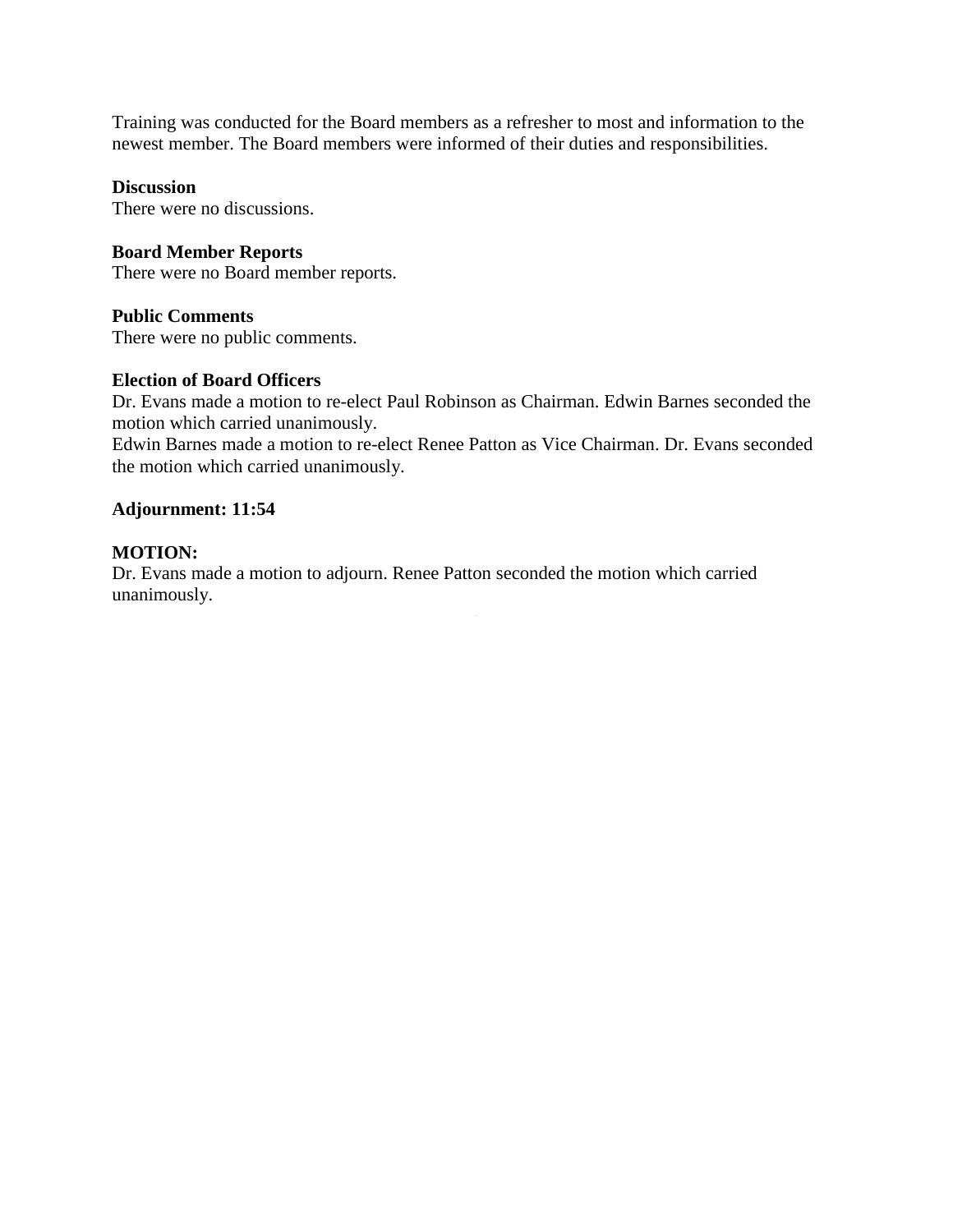Training was conducted for the Board members as a refresher to most and information to the newest member. The Board members were informed of their duties and responsibilities.

**Discussion**
There were no discussions.

**Board Member Reports**
There were no Board member reports.

**Public Comments**
There were no public comments.

**Election of Board Officers**
Dr. Evans made a motion to re-elect Paul Robinson as Chairman. Edwin Barnes seconded the motion which carried unanimously.
Edwin Barnes made a motion to re-elect Renee Patton as Vice Chairman. Dr. Evans seconded the motion which carried unanimously.

**Adjournment: 11:54**

**MOTION:**
Dr. Evans made a motion to adjourn. Renee Patton seconded the motion which carried unanimously.